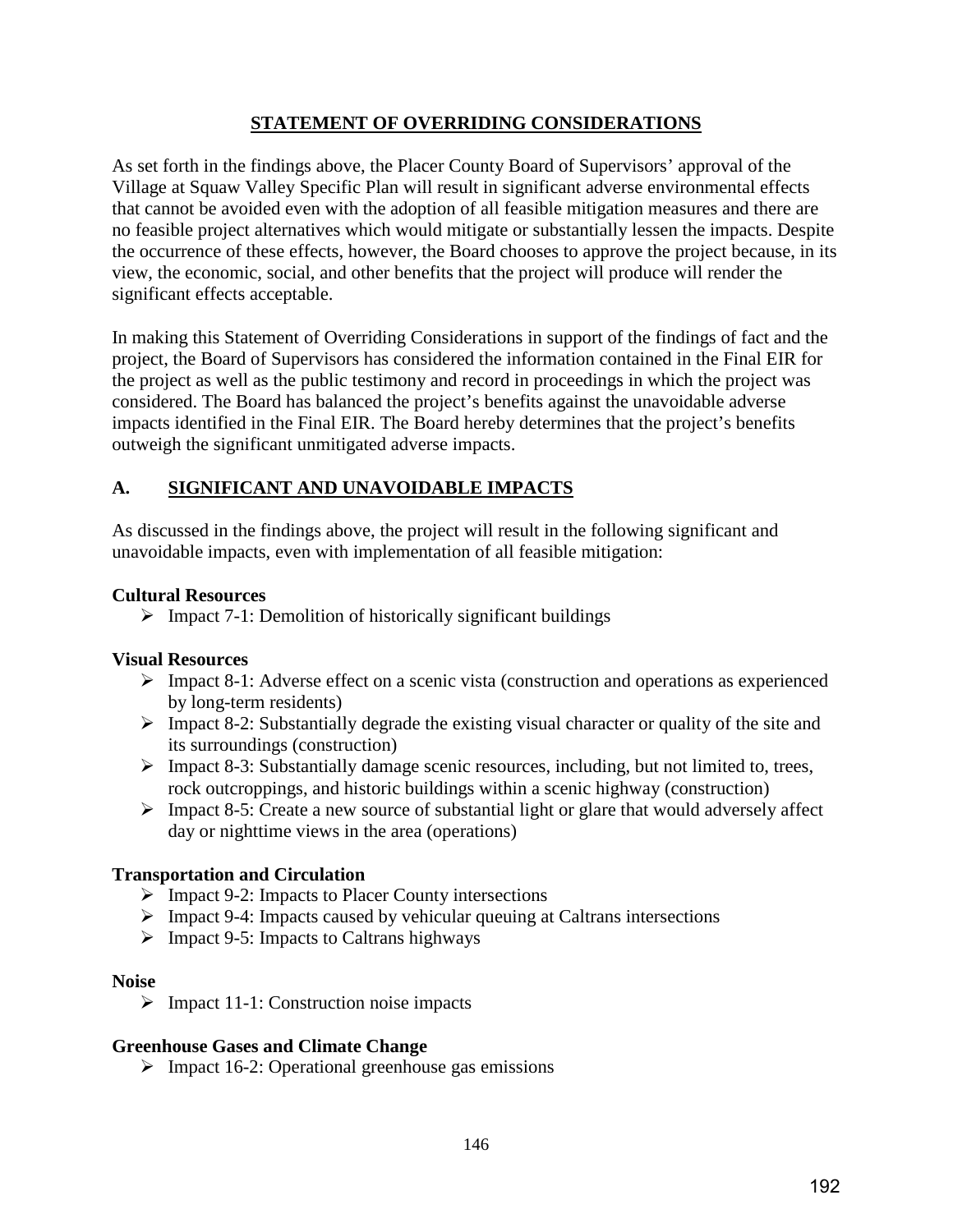# STATEMENT OF OVERRIDING CONSIDERATIONS

As set forth in the findings above, the Placer County Board of Supervisors' approval of the Village at Squaw Valley Specific Plan will result in significant adverse environmental effects that cannot be avoided even with the adoption of all feasible mitigation measures and there are no feasible project alternatives which would mitigate or substantially lessen the impacts. Despite the occurrence of these effects, however, the Board chooses to approve the project because, in its view, the economic, social, and other benefits that the project will produce will render the significant effects acceptable.

In making this Statement of Overriding Considerations in support of the findings of fact and the project, the Board of Supervisors has considered the information contained in the Final EIR for the project as well as the public testimony and record in proceedings in which the project was considered. The Board has balanced the project's benefits against the unavoidable adverse impacts identified in the Final EIR. The Board hereby determines that the project's benefits outweigh the significant unmitigated adverse impacts.

## A. SIGNIFICANT AND UNAVOIDABLE IMPACTS

As discussed in the findings above, the project will result in the following significant and unavoidable impacts, even with implementation of all feasible mitigation:

**Cultural Resources**

- Impact 7-1: Demolition of historically significant buildings

**Visual Resources**

- Impact 8-1: Adverse effect on a scenic vista (construction and operations as experienced by long-term residents)
- Impact 8-2: Substantially degrade the existing visual character or quality of the site and its surroundings (construction)
- Impact 8-3: Substantially damage scenic resources, including, but not limited to, trees, rock outcroppings, and historic buildings within a scenic highway (construction)
- Impact 8-5: Create a new source of substantial light or glare that would adversely affect day or nighttime views in the area (operations)

**Transportation and Circulation**

- Impact 9-2: Impacts to Placer County intersections
- Impact 9-4: Impacts caused by vehicular queuing at Caltrans intersections
- Impact 9-5: Impacts to Caltrans highways

**Noise**

- Impact 11-1: Construction noise impacts

**Greenhouse Gases and Climate Change**

- Impact 16-2: Operational greenhouse gas emissions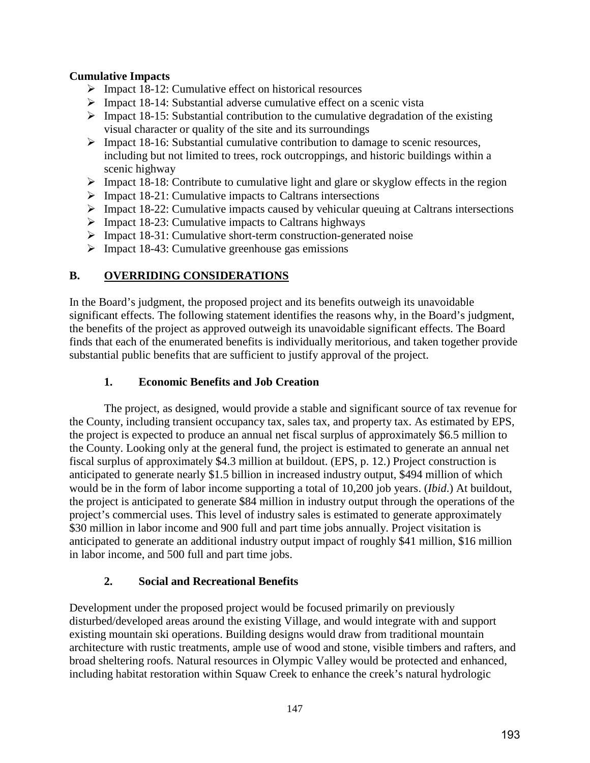**Cumulative Impacts**

- Impact 18-12: Cumulative effect on historical resources
- Impact 18-14: Substantial adverse cumulative effect on a scenic vista
- Impact 18-15: Substantial contribution to the cumulative degradation of the existing visual character or quality of the site and its surroundings
- Impact 18-16: Substantial cumulative contribution to damage to scenic resources, including but not limited to trees, rock outcroppings, and historic buildings within a scenic highway
- Impact 18-18: Contribute to cumulative light and glare or skyglow effects in the region
- Impact 18-21: Cumulative impacts to Caltrans intersections
- Impact 18-22: Cumulative impacts caused by vehicular queuing at Caltrans intersections
- Impact 18-23: Cumulative impacts to Caltrans highways
- Impact 18-31: Cumulative short-term construction-generated noise
- Impact 18-43: Cumulative greenhouse gas emissions

## B. OVERRIDING CONSIDERATIONS

In the Board's judgment, the proposed project and its benefits outweigh its unavoidable significant effects. The following statement identifies the reasons why, in the Board's judgment, the benefits of the project as approved outweigh its unavoidable significant effects. The Board finds that each of the enumerated benefits is individually meritorious, and taken together provide substantial public benefits that are sufficient to justify approval of the project.

### 1. Economic Benefits and Job Creation

The project, as designed, would provide a stable and significant source of tax revenue for the County, including transient occupancy tax, sales tax, and property tax. As estimated by EPS, the project is expected to produce an annual net fiscal surplus of approximately $6.5 million to the County. Looking only at the general fund, the project is estimated to generate an annual net fiscal surplus of approximately $4.3 million at buildout. (EPS, p. 12.) Project construction is anticipated to generate nearly $1.5 billion in increased industry output, $494 million of which would be in the form of labor income supporting a total of 10,200 job years. (*Ibid*.) At buildout, the project is anticipated to generate $84 million in industry output through the operations of the project's commercial uses. This level of industry sales is estimated to generate approximately $30 million in labor income and 900 full and part time jobs annually. Project visitation is anticipated to generate an additional industry output impact of roughly $41 million, $16 million in labor income, and 500 full and part time jobs.

### 2. Social and Recreational Benefits

Development under the proposed project would be focused primarily on previously disturbed/developed areas around the existing Village, and would integrate with and support existing mountain ski operations. Building designs would draw from traditional mountain architecture with rustic treatments, ample use of wood and stone, visible timbers and rafters, and broad sheltering roofs. Natural resources in Olympic Valley would be protected and enhanced, including habitat restoration within Squaw Creek to enhance the creek's natural hydrologic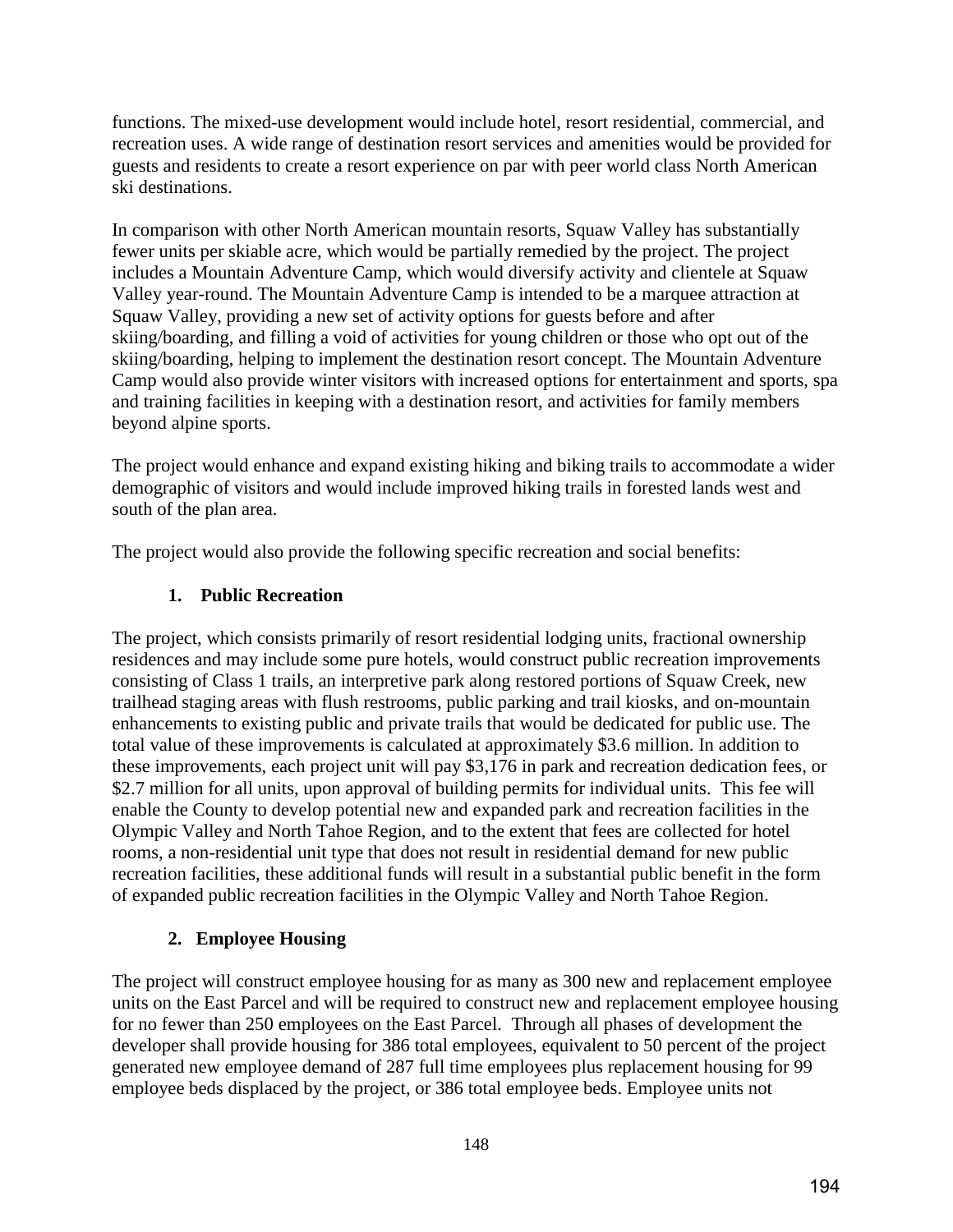functions. The mixed-use development would include hotel, resort residential, commercial, and recreation uses. A wide range of destination resort services and amenities would be provided for guests and residents to create a resort experience on par with peer world class North American ski destinations.

In comparison with other North American mountain resorts, Squaw Valley has substantially fewer units per skiable acre, which would be partially remedied by the project. The project includes a Mountain Adventure Camp, which would diversify activity and clientele at Squaw Valley year-round. The Mountain Adventure Camp is intended to be a marquee attraction at Squaw Valley, providing a new set of activity options for guests before and after skiing/boarding, and filling a void of activities for young children or those who opt out of the skiing/boarding, helping to implement the destination resort concept. The Mountain Adventure Camp would also provide winter visitors with increased options for entertainment and sports, spa and training facilities in keeping with a destination resort, and activities for family members beyond alpine sports.

The project would enhance and expand existing hiking and biking trails to accommodate a wider demographic of visitors and would include improved hiking trails in forested lands west and south of the plan area.

The project would also provide the following specific recreation and social benefits:

### 1. Public Recreation

The project, which consists primarily of resort residential lodging units, fractional ownership residences and may include some pure hotels, would construct public recreation improvements consisting of Class 1 trails, an interpretive park along restored portions of Squaw Creek, new trailhead staging areas with flush restrooms, public parking and trail kiosks, and on-mountain enhancements to existing public and private trails that would be dedicated for public use. The total value of these improvements is calculated at approximately $3.6 million. In addition to these improvements, each project unit will pay $3,176 in park and recreation dedication fees, or $2.7 million for all units, upon approval of building permits for individual units. This fee will enable the County to develop potential new and expanded park and recreation facilities in the Olympic Valley and North Tahoe Region, and to the extent that fees are collected for hotel rooms, a non-residential unit type that does not result in residential demand for new public recreation facilities, these additional funds will result in a substantial public benefit in the form of expanded public recreation facilities in the Olympic Valley and North Tahoe Region.

### 2. Employee Housing

The project will construct employee housing for as many as 300 new and replacement employee units on the East Parcel and will be required to construct new and replacement employee housing for no fewer than 250 employees on the East Parcel. Through all phases of development the developer shall provide housing for 386 total employees, equivalent to 50 percent of the project generated new employee demand of 287 full time employees plus replacement housing for 99 employee beds displaced by the project, or 386 total employee beds. Employee units not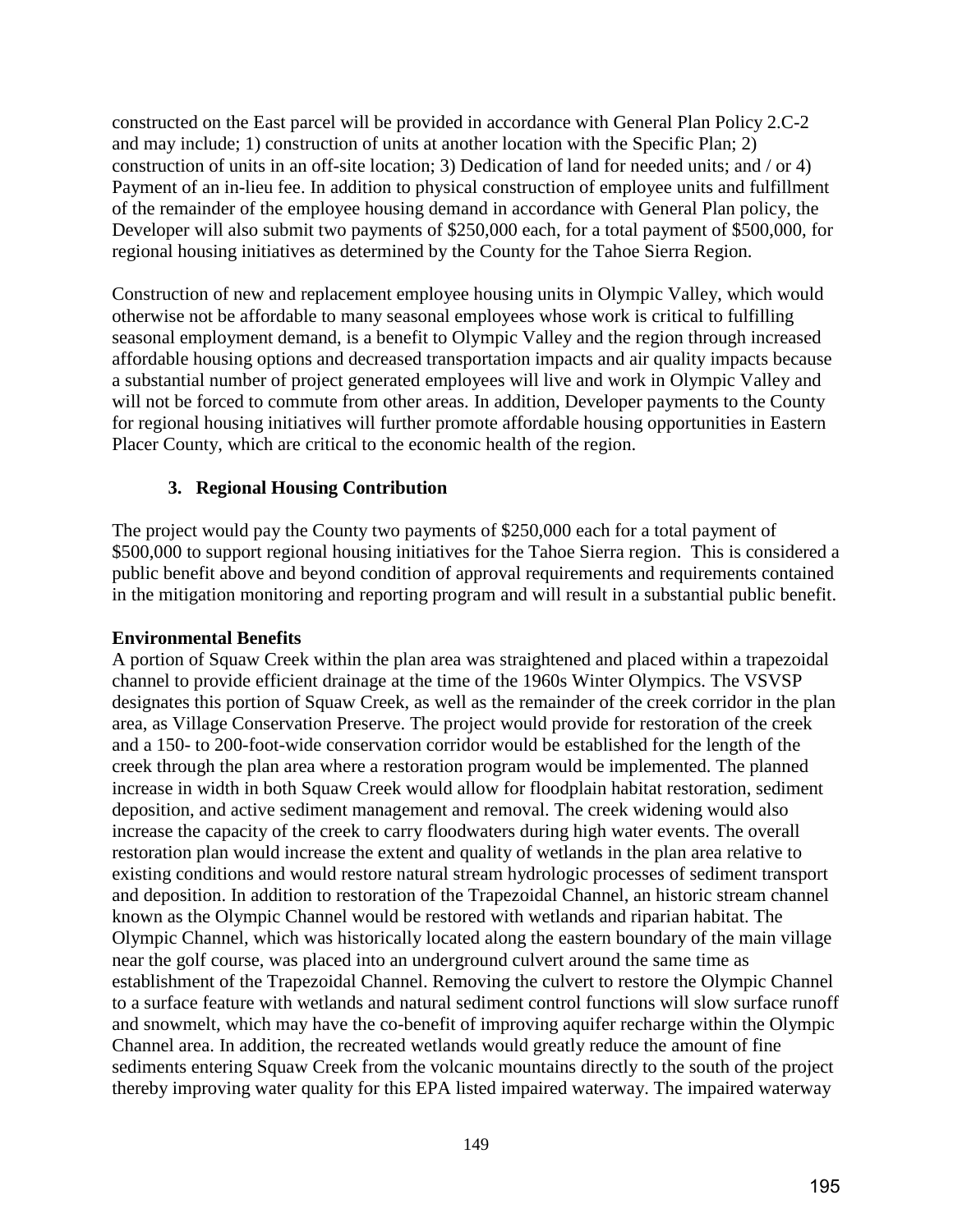constructed on the East parcel will be provided in accordance with General Plan Policy 2.C-2 and may include; 1) construction of units at another location with the Specific Plan; 2) construction of units in an off-site location; 3) Dedication of land for needed units; and / or 4) Payment of an in-lieu fee. In addition to physical construction of employee units and fulfillment of the remainder of the employee housing demand in accordance with General Plan policy, the Developer will also submit two payments of $250,000 each, for a total payment of $500,000, for regional housing initiatives as determined by the County for the Tahoe Sierra Region.

Construction of new and replacement employee housing units in Olympic Valley, which would otherwise not be affordable to many seasonal employees whose work is critical to fulfilling seasonal employment demand, is a benefit to Olympic Valley and the region through increased affordable housing options and decreased transportation impacts and air quality impacts because a substantial number of project generated employees will live and work in Olympic Valley and will not be forced to commute from other areas. In addition, Developer payments to the County for regional housing initiatives will further promote affordable housing opportunities in Eastern Placer County, which are critical to the economic health of the region.

### 3. Regional Housing Contribution

The project would pay the County two payments of $250,000 each for a total payment of $500,000 to support regional housing initiatives for the Tahoe Sierra region. This is considered a public benefit above and beyond condition of approval requirements and requirements contained in the mitigation monitoring and reporting program and will result in a substantial public benefit.

**Environmental Benefits**

A portion of Squaw Creek within the plan area was straightened and placed within a trapezoidal channel to provide efficient drainage at the time of the 1960s Winter Olympics. The VSVSP designates this portion of Squaw Creek, as well as the remainder of the creek corridor in the plan area, as Village Conservation Preserve. The project would provide for restoration of the creek and a 150- to 200-foot-wide conservation corridor would be established for the length of the creek through the plan area where a restoration program would be implemented. The planned increase in width in both Squaw Creek would allow for floodplain habitat restoration, sediment deposition, and active sediment management and removal. The creek widening would also increase the capacity of the creek to carry floodwaters during high water events. The overall restoration plan would increase the extent and quality of wetlands in the plan area relative to existing conditions and would restore natural stream hydrologic processes of sediment transport and deposition. In addition to restoration of the Trapezoidal Channel, an historic stream channel known as the Olympic Channel would be restored with wetlands and riparian habitat. The Olympic Channel, which was historically located along the eastern boundary of the main village near the golf course, was placed into an underground culvert around the same time as establishment of the Trapezoidal Channel. Removing the culvert to restore the Olympic Channel to a surface feature with wetlands and natural sediment control functions will slow surface runoff and snowmelt, which may have the co-benefit of improving aquifer recharge within the Olympic Channel area. In addition, the recreated wetlands would greatly reduce the amount of fine sediments entering Squaw Creek from the volcanic mountains directly to the south of the project thereby improving water quality for this EPA listed impaired waterway. The impaired waterway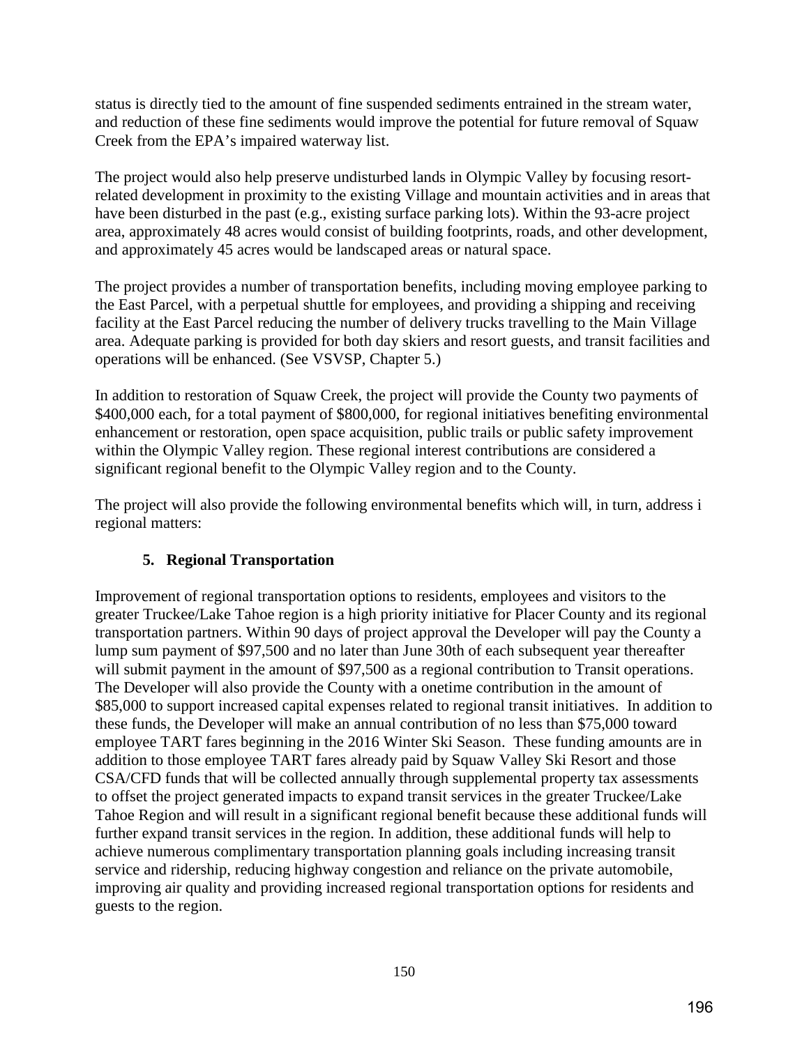status is directly tied to the amount of fine suspended sediments entrained in the stream water, and reduction of these fine sediments would improve the potential for future removal of Squaw Creek from the EPA's impaired waterway list.

The project would also help preserve undisturbed lands in Olympic Valley by focusing resort-related development in proximity to the existing Village and mountain activities and in areas that have been disturbed in the past (e.g., existing surface parking lots). Within the 93-acre project area, approximately 48 acres would consist of building footprints, roads, and other development, and approximately 45 acres would be landscaped areas or natural space.

The project provides a number of transportation benefits, including moving employee parking to the East Parcel, with a perpetual shuttle for employees, and providing a shipping and receiving facility at the East Parcel reducing the number of delivery trucks travelling to the Main Village area. Adequate parking is provided for both day skiers and resort guests, and transit facilities and operations will be enhanced. (See VSVSP, Chapter 5.)

In addition to restoration of Squaw Creek, the project will provide the County two payments of $400,000 each, for a total payment of $800,000, for regional initiatives benefiting environmental enhancement or restoration, open space acquisition, public trails or public safety improvement within the Olympic Valley region. These regional interest contributions are considered a significant regional benefit to the Olympic Valley region and to the County.

The project will also provide the following environmental benefits which will, in turn, address i regional matters:

**5. Regional Transportation**

Improvement of regional transportation options to residents, employees and visitors to the greater Truckee/Lake Tahoe region is a high priority initiative for Placer County and its regional transportation partners. Within 90 days of project approval the Developer will pay the County a lump sum payment of $97,500 and no later than June 30th of each subsequent year thereafter will submit payment in the amount of $97,500 as a regional contribution to Transit operations. The Developer will also provide the County with a onetime contribution in the amount of $85,000 to support increased capital expenses related to regional transit initiatives. In addition to these funds, the Developer will make an annual contribution of no less than $75,000 toward employee TART fares beginning in the 2016 Winter Ski Season. These funding amounts are in addition to those employee TART fares already paid by Squaw Valley Ski Resort and those CSA/CFD funds that will be collected annually through supplemental property tax assessments to offset the project generated impacts to expand transit services in the greater Truckee/Lake Tahoe Region and will result in a significant regional benefit because these additional funds will further expand transit services in the region. In addition, these additional funds will help to achieve numerous complimentary transportation planning goals including increasing transit service and ridership, reducing highway congestion and reliance on the private automobile, improving air quality and providing increased regional transportation options for residents and guests to the region.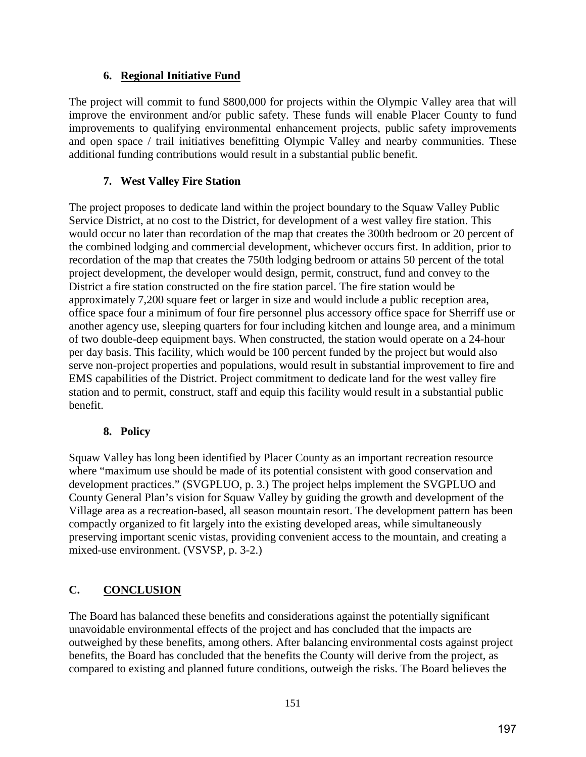### 6. Regional Initiative Fund

The project will commit to fund $800,000 for projects within the Olympic Valley area that will improve the environment and/or public safety. These funds will enable Placer County to fund improvements to qualifying environmental enhancement projects, public safety improvements and open space / trail initiatives benefitting Olympic Valley and nearby communities. These additional funding contributions would result in a substantial public benefit.

### 7. West Valley Fire Station

The project proposes to dedicate land within the project boundary to the Squaw Valley Public Service District, at no cost to the District, for development of a west valley fire station. This would occur no later than recordation of the map that creates the 300th bedroom or 20 percent of the combined lodging and commercial development, whichever occurs first. In addition, prior to recordation of the map that creates the 750th lodging bedroom or attains 50 percent of the total project development, the developer would design, permit, construct, fund and convey to the District a fire station constructed on the fire station parcel. The fire station would be approximately 7,200 square feet or larger in size and would include a public reception area, office space four a minimum of four fire personnel plus accessory office space for Sherriff use or another agency use, sleeping quarters for four including kitchen and lounge area, and a minimum of two double-deep equipment bays. When constructed, the station would operate on a 24-hour per day basis. This facility, which would be 100 percent funded by the project but would also serve non-project properties and populations, would result in substantial improvement to fire and EMS capabilities of the District. Project commitment to dedicate land for the west valley fire station and to permit, construct, staff and equip this facility would result in a substantial public benefit.

### 8. Policy

Squaw Valley has long been identified by Placer County as an important recreation resource where "maximum use should be made of its potential consistent with good conservation and development practices." (SVGPLUO, p. 3.) The project helps implement the SVGPLUO and County General Plan's vision for Squaw Valley by guiding the growth and development of the Village area as a recreation-based, all season mountain resort. The development pattern has been compactly organized to fit largely into the existing developed areas, while simultaneously preserving important scenic vistas, providing convenient access to the mountain, and creating a mixed-use environment. (VSVSP, p. 3-2.)

## C. CONCLUSION

The Board has balanced these benefits and considerations against the potentially significant unavoidable environmental effects of the project and has concluded that the impacts are outweighed by these benefits, among others. After balancing environmental costs against project benefits, the Board has concluded that the benefits the County will derive from the project, as compared to existing and planned future conditions, outweigh the risks. The Board believes the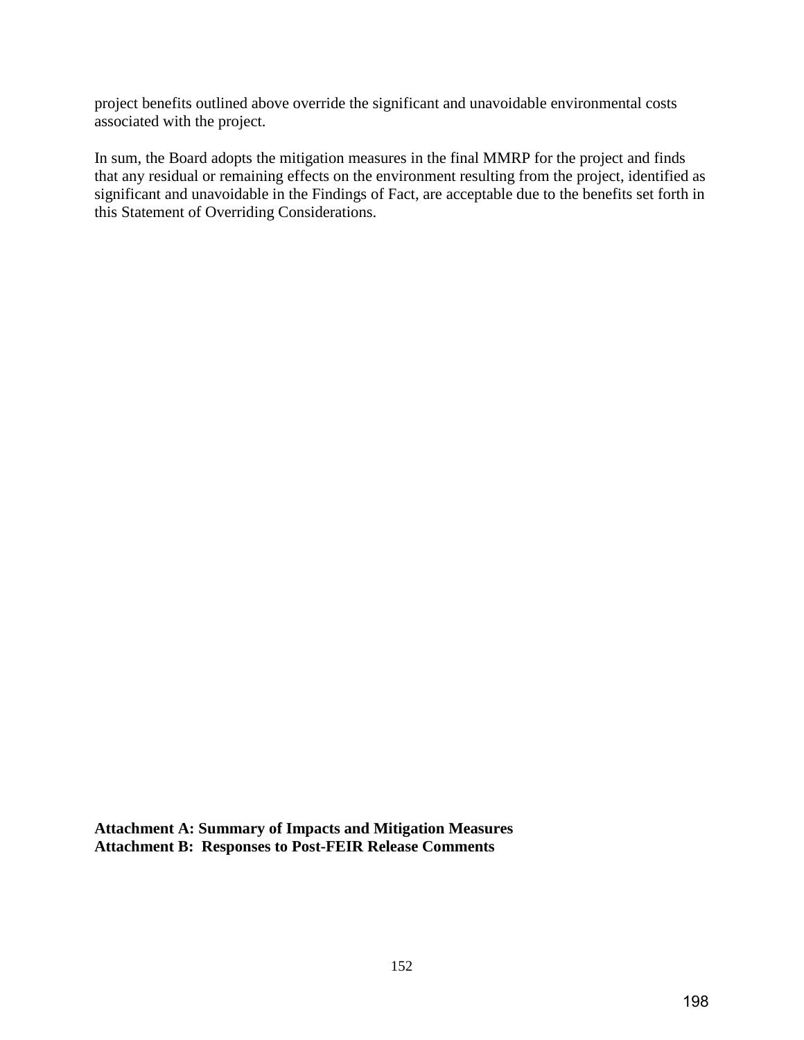project benefits outlined above override the significant and unavoidable environmental costs associated with the project.

In sum, the Board adopts the mitigation measures in the final MMRP for the project and finds that any residual or remaining effects on the environment resulting from the project, identified as significant and unavoidable in the Findings of Fact, are acceptable due to the benefits set forth in this Statement of Overriding Considerations.

**Attachment A: Summary of Impacts and Mitigation Measures**
**Attachment B: Responses to Post-FEIR Release Comments**